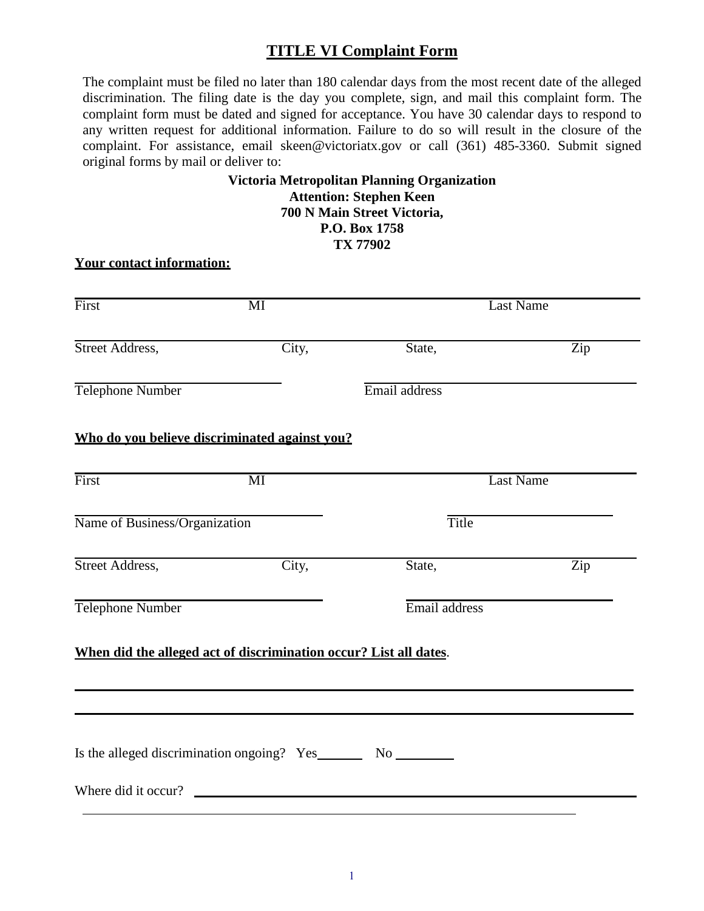# TITLE VI Complaint Form

The complaint must be filed no later than 180 calendar days from the most recent date of the alleged discrimination. The filing date is the day you complete, sign, and mail this complaint form. The complaint form must be dated and signed for acceptance. You have 30 calendar days to respond to any written request for additional information. Failure to do so will result in the closure of the complaint. For assistance, email skeen@victoriatx.gov or call (361) 485-3360. Submit signed original forms by mail or deliver to:

**Victoria Metropolitan Planning Organization**
**Attention: Stephen Keen**
**700 N Main Street Victoria,**
**P.O. Box 1758**
**TX 77902**

**Your contact information:**

______________________________________________________________
First MI Last Name

______________________________________________________________
Street Address, City, State, Zip

______________________________ ______________________________
Telephone Number Email address

**Who do you believe discriminated against you?**

______________________________________________________________
First MI Last Name

______________________________ ______________________________
Name of Business/Organization Title

______________________________________________________________
Street Address, City, State, Zip

______________________________ ______________________________
Telephone Number Email address

**When did the alleged act of discrimination occur? List all dates**.

______________________________________________________________

______________________________________________________________

Is the alleged discrimination ongoing? Yes________ No ________

Where did it occur? ______________________________________________________________

______________________________________________________________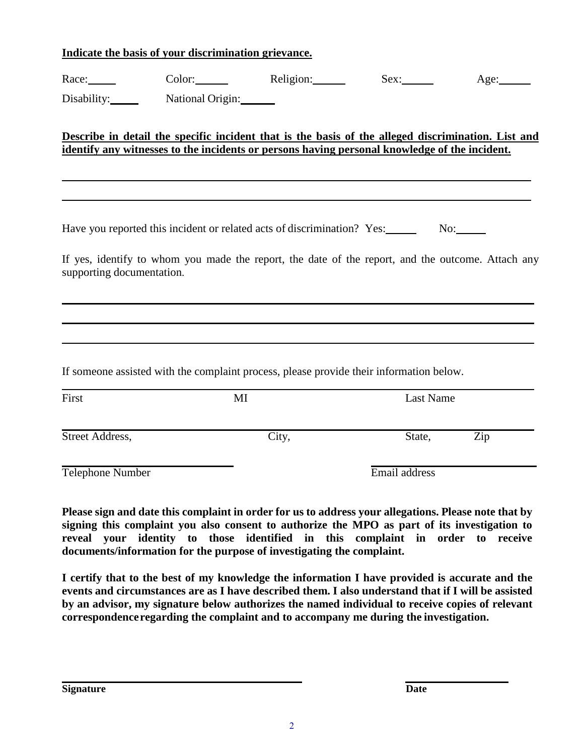**Indicate the basis of your discrimination grievance.**

Race:_____ Color:______ Religion:______ Sex:______ Age:______

Disability:_____ National Origin:______

**Describe in detail the specific incident that is the basis of the alleged discrimination. List and identify any witnesses to the incidents or persons having personal knowledge of the incident.**

______________________________________________________________________________

______________________________________________________________________________

Have you reported this incident or related acts of discrimination? Yes:_____ No:_____

If yes, identify to whom you made the report, the date of the report, and the outcome. Attach any supporting documentation.

______________________________________________________________________________

______________________________________________________________________________

______________________________________________________________________________

If someone assisted with the complaint process, please provide their information below.

______________________________________________________________________________

First MI Last Name

______________________________________________________________________________

Street Address, City, State, Zip

______________________________ ______________________________

Telephone Number Email address

**Please sign and date this complaint in order for us to address your allegations. Please note that by signing this complaint you also consent to authorize the MPO as part of its investigation to reveal your identity to those identified in this complaint in order to receive documents/information for the purpose of investigating the complaint.**

**I certify that to the best of my knowledge the information I have provided is accurate and the events and circumstances are as I have described them. I also understand that if I will be assisted by an advisor, my signature below authorizes the named individual to receive copies of relevant correspondence regarding the complaint and to accompany me during the investigation.**

______________________________________________ ____________________

**Signature** **Date**